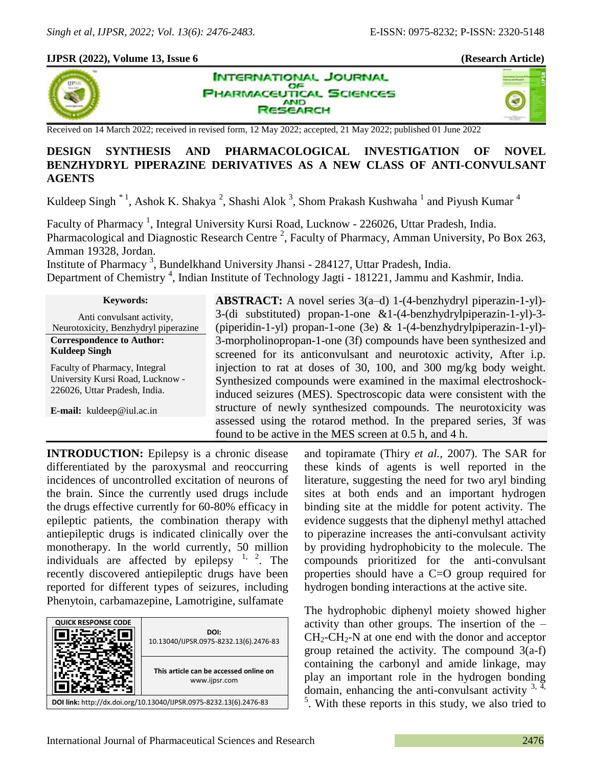**IJPSR (2022), Volume 13, Issue 6 (Research Article)**

Received on 14 March 2022; received in revised form, 12 May 2022; accepted, 21 May 2022; published 01 June 2022

# DESIGN SYNTHESIS AND PHARMACOLOGICAL INVESTIGATION OF NOVEL BENZHYDRYL PIPERAZINE DERIVATIVES AS A NEW CLASS OF ANTI-CONVULSANT AGENTS

Kuldeep Singh [*1], Ashok K. Shakya [2], Shashi Alok [3], Shom Prakash Kushwaha [1] and Piyush Kumar [4]

Faculty of Pharmacy [1], Integral University Kursi Road, Lucknow - 226026, Uttar Pradesh, India.
Pharmacological and Diagnostic Research Centre [2], Faculty of Pharmacy, Amman University, Po Box 263, Amman 19328, Jordan.
Institute of Pharmacy [3], Bundelkhand University Jhansi - 284127, Uttar Pradesh, India.
Department of Chemistry [4], Indian Institute of Technology Jagti - 181221, Jammu and Kashmir, India.

**Keywords:**

Anti convulsant activity, Neurotoxicity, Benzhydryl piperazine

**Correspondence to Author:**
**Kuldeep Singh**

Faculty of Pharmacy, Integral University Kursi Road, Lucknow - 226026, Uttar Pradesh, India.

**E-mail:** kuldeep@iul.ac.in

**ABSTRACT:** A novel series 3(a–d) 1-(4-benzhydryl piperazin-1-yl)-3-(di substituted) propan-1-one &1-(4-benzhydrylpiperazin-1-yl)-3-(piperidin-1-yl) propan-1-one (3e) & 1-(4-benzhydrylpiperazin-1-yl)-3-morpholinopropan-1-one (3f) compounds have been synthesized and screened for its anticonvulsant and neurotoxic activity, After i.p. injection to rat at doses of 30, 100, and 300 mg/kg body weight. Synthesized compounds were examined in the maximal electroshock-induced seizures (MES). Spectroscopic data were consistent with the structure of newly synthesized compounds. The neurotoxicity was assessed using the rotarod method. In the prepared series, 3f was found to be active in the MES screen at 0.5 h, and 4 h.

**INTRODUCTION:** Epilepsy is a chronic disease differentiated by the paroxysmal and reoccurring incidences of uncontrolled excitation of neurons of the brain. Since the currently used drugs include the drugs effective currently for 60-80% efficacy in epileptic patients, the combination therapy with antiepileptic drugs is indicated clinically over the monotherapy. In the world currently, 50 million individuals are affected by epilepsy [1, 2]. The recently discovered antiepileptic drugs have been reported for different types of seizures, including Phenytoin, carbamazepine, Lamotrigine, sulfamate and topiramate (Thiry *et al.,* 2007). The SAR for these kinds of agents is well reported in the literature, suggesting the need for two aryl binding sites at both ends and an important hydrogen binding site at the middle for potent activity. The evidence suggests that the diphenyl methyl attached to piperazine increases the anti-convulsant activity by providing hydrophobicity to the molecule. The compounds prioritized for the anti-convulsant properties should have a C=O group required for hydrogen bonding interactions at the active site.

| QUICK RESPONSE CODE | DOI: 10.13040/IJPSR.0975-8232.13(6).2476-83 |
| --- | --- |
| | This article can be accessed online on www.ijpsr.com |
| DOI link: http://dx.doi.org/10.13040/IJPSR.0975-8232.13(6).2476-83 | |

The hydrophobic diphenyl moiety showed higher activity than other groups. The insertion of the –$CH_2$-$CH_2$-N at one end with the donor and acceptor group retained the activity. The compound 3(a-f) containing the carbonyl and amide linkage, may play an important role in the hydrogen bonding domain, enhancing the anti-convulsant activity [3, 4, 5]. With these reports in this study, we also tried to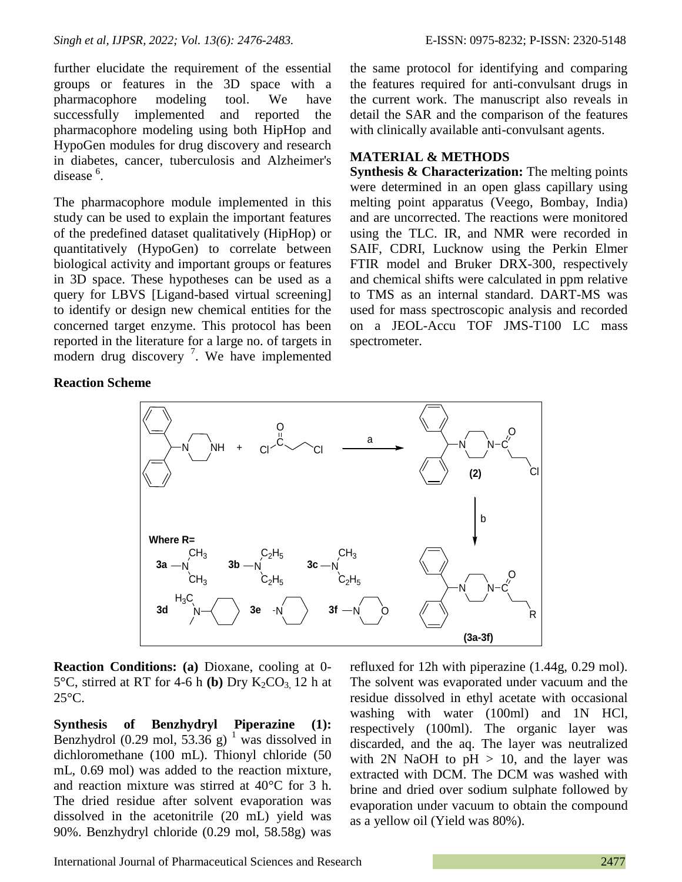further elucidate the requirement of the essential groups or features in the 3D space with a pharmacophore modeling tool. We have successfully implemented and reported the pharmacophore modeling using both HipHop and HypoGen modules for drug discovery and research in diabetes, cancer, tuberculosis and Alzheimer's disease [6].

The pharmacophore module implemented in this study can be used to explain the important features of the predefined dataset qualitatively (HipHop) or quantitatively (HypoGen) to correlate between biological activity and important groups or features in 3D space. These hypotheses can be used as a query for LBVS [Ligand-based virtual screening] to identify or design new chemical entities for the concerned target enzyme. This protocol has been reported in the literature for a large no. of targets in modern drug discovery [7]. We have implemented the same protocol for identifying and comparing the features required for anti-convulsant drugs in the current work. The manuscript also reveals in detail the SAR and the comparison of the features with clinically available anti-convulsant agents.

## MATERIAL & METHODS

**Synthesis & Characterization:** The melting points were determined in an open glass capillary using melting point apparatus (Veego, Bombay, India) and are uncorrected. The reactions were monitored using the TLC. IR, and NMR were recorded in SAIF, CDRI, Lucknow using the Perkin Elmer FTIR model and Bruker DRX-300, respectively and chemical shifts were calculated in ppm relative to TMS as an internal standard. DART-MS was used for mass spectroscopic analysis and recorded on a JEOL-Accu TOF JMS-T100 LC mass spectrometer.

**Reaction Scheme**

Where R= 3a: $-N(CH_3)_2$; 3b: $-N(C_2H_5)_2$; 3c: $-N(CH_3)(C_2H_5)$; 3d: $-N(CH_3)$-cyclohexyl; 3e: piperidinyl; 3f: morpholinyl

**Reaction Conditions: (a)** Dioxane, cooling at 0-5°C, stirred at RT for 4-6 h **(b)** Dry $K_2CO_3$, 12 h at 25°C.

**Synthesis of Benzhydryl Piperazine (1):** Benzhydrol (0.29 mol, 53.36 g) [1] was dissolved in dichloromethane (100 mL). Thionyl chloride (50 mL, 0.69 mol) was added to the reaction mixture, and reaction mixture was stirred at 40°C for 3 h. The dried residue after solvent evaporation was dissolved in the acetonitrile (20 mL) yield was 90%. Benzhydryl chloride (0.29 mol, 58.58g) was refluxed for 12h with piperazine (1.44g, 0.29 mol). The solvent was evaporated under vacuum and the residue dissolved in ethyl acetate with occasional washing with water (100ml) and 1N HCl, respectively (100ml). The organic layer was discarded, and the aq. The layer was neutralized with 2N NaOH to pH > 10, and the layer was extracted with DCM. The DCM was washed with brine and dried over sodium sulphate followed by evaporation under vacuum to obtain the compound as a yellow oil (Yield was 80%).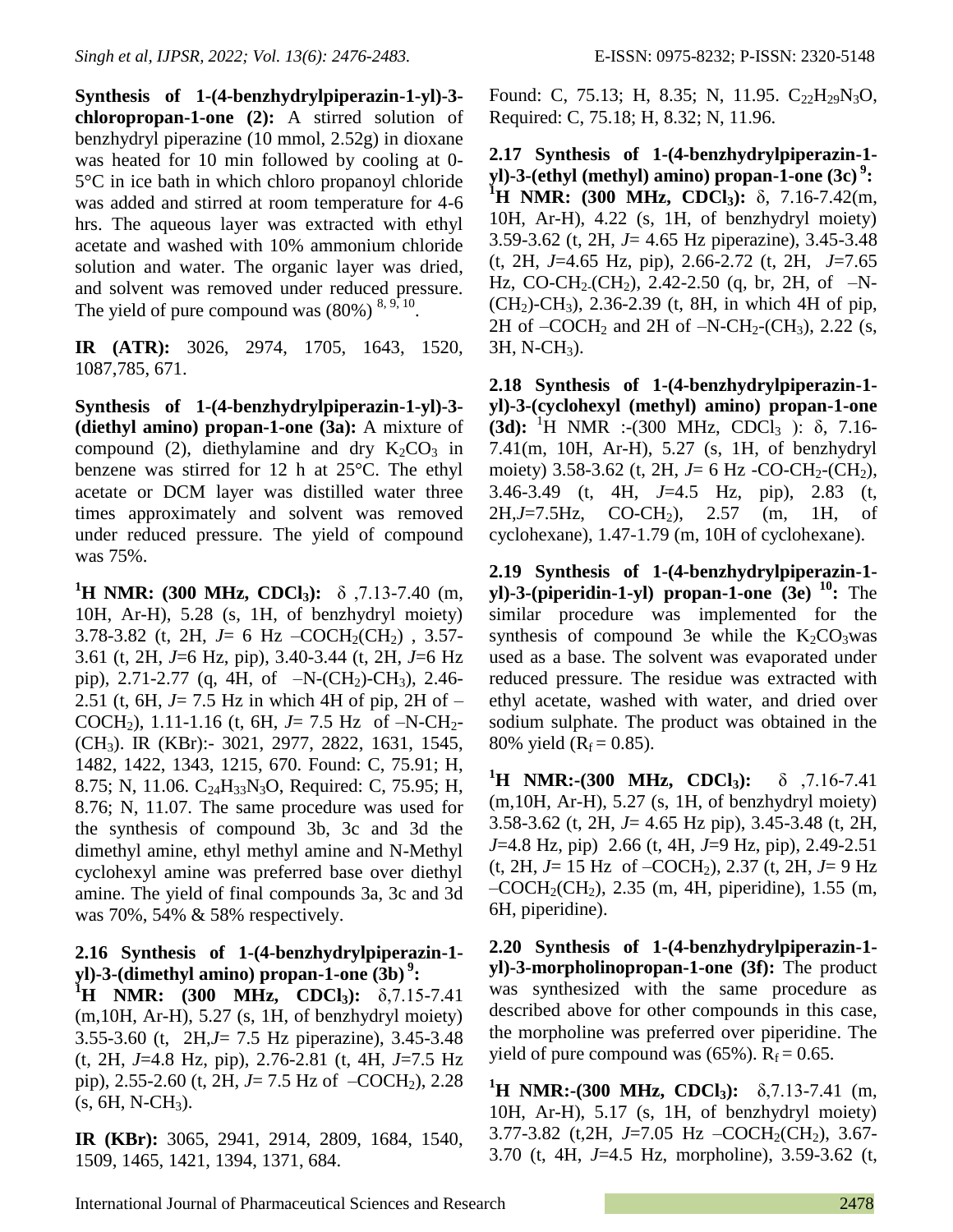**Synthesis of 1-(4-benzhydrylpiperazin-1-yl)-3-chloropropan-1-one (2):** A stirred solution of benzhydryl piperazine (10 mmol, 2.52g) in dioxane was heated for 10 min followed by cooling at 0-5°C in ice bath in which chloro propanoyl chloride was added and stirred at room temperature for 4-6 hrs. The aqueous layer was extracted with ethyl acetate and washed with 10% ammonium chloride solution and water. The organic layer was dried, and solvent was removed under reduced pressure. The yield of pure compound was (80%) [8, 9, 10].

**IR (ATR):** 3026, 2974, 1705, 1643, 1520, 1087,785, 671.

**Synthesis of 1-(4-benzhydrylpiperazin-1-yl)-3-(diethyl amino) propan-1-one (3a):** A mixture of compound (2), diethylamine and dry $K_2CO_3$ in benzene was stirred for 12 h at 25°C. The ethyl acetate or DCM layer was distilled water three times approximately and solvent was removed under reduced pressure. The yield of compound was 75%.

**$^1$H NMR: (300 MHz, $CDCl_3$):** δ ,7.13-7.40 (m, 10H, Ar-H), 5.28 (s, 1H, of benzhydryl moiety) 3.78-3.82 (t, 2H, *J*= 6 Hz $–COCH_2(CH_2)$ , 3.57-3.61 (t, 2H, *J*=6 Hz, pip), 3.40-3.44 (t, 2H, *J*=6 Hz pip), 2.71-2.77 (q, 4H, of $–N-(CH_2)-CH_3$), 2.46-2.51 (t, 6H, *J*= 7.5 Hz in which 4H of pip, 2H of $–COCH_2$), 1.11-1.16 (t, 6H, *J*= 7.5 Hz of $–N-CH_2-(CH_3)$. IR (KBr):- 3021, 2977, 2822, 1631, 1545, 1482, 1422, 1343, 1215, 670. Found: C, 75.91; H, 8.75; N, 11.06. $C_{24}H_{33}N_3O$, Required: C, 75.95; H, 8.76; N, 11.07. The same procedure was used for the synthesis of compound 3b, 3c and 3d the dimethyl amine, ethyl methyl amine and N-Methyl cyclohexyl amine was preferred base over diethyl amine. The yield of final compounds 3a, 3c and 3d was 70%, 54% & 58% respectively.

**2.16 Synthesis of 1-(4-benzhydrylpiperazin-1-yl)-3-(dimethyl amino) propan-1-one (3b) [9]:**
**$^1$H NMR: (300 MHz, $CDCl_3$):** δ,7.15-7.41 (m,10H, Ar-H), 5.27 (s, 1H, of benzhydryl moiety) 3.55-3.60 (t, 2H,*J*= 7.5 Hz piperazine), 3.45-3.48 (t, 2H, *J*=4.8 Hz, pip), 2.76-2.81 (t, 4H, *J*=7.5 Hz pip), 2.55-2.60 (t, 2H, *J*= 7.5 Hz of $–COCH_2$), 2.28 (s, 6H, $N-CH_3$).

**IR (KBr):** 3065, 2941, 2914, 2809, 1684, 1540, 1509, 1465, 1421, 1394, 1371, 684.

Found: C, 75.13; H, 8.35; N, 11.95. $C_{22}H_{29}N_3O$, Required: C, 75.18; H, 8.32; N, 11.96.

**2.17 Synthesis of 1-(4-benzhydrylpiperazin-1-yl)-3-(ethyl (methyl) amino) propan-1-one (3c) [9]:**
**$^1$H NMR: (300 MHz, $CDCl_3$):** δ, 7.16-7.42(m, 10H, Ar-H), 4.22 (s, 1H, of benzhydryl moiety) 3.59-3.62 (t, 2H, *J*= 4.65 Hz piperazine), 3.45-3.48 (t, 2H, *J*=4.65 Hz, pip), 2.66-2.72 (t, 2H, *J*=7.65 Hz, $CO-CH_2-(CH_2)$, 2.42-2.50 (q, br, 2H, of $–N-(CH_2)-CH_3$), 2.36-2.39 (t, 8H, in which 4H of pip, 2H of $–COCH_2$ and 2H of $–N-CH_2-(CH_3)$, 2.22 (s, 3H, $N-CH_3$).

**2.18 Synthesis of 1-(4-benzhydrylpiperazin-1-yl)-3-(cyclohexyl (methyl) amino) propan-1-one (3d):** $^1$H NMR :-(300 MHz, $CDCl_3$ ): δ, 7.16-7.41(m, 10H, Ar-H), 5.27 (s, 1H, of benzhydryl moiety) 3.58-3.62 (t, 2H, *J*= 6 Hz $-CO-CH_2-(CH_2)$, 3.46-3.49 (t, 4H, *J*=4.5 Hz, pip), 2.83 (t, 2H,*J*=7.5Hz, $CO-CH_2$), 2.57 (m, 1H, of cyclohexane), 1.47-1.79 (m, 10H of cyclohexane).

**2.19 Synthesis of 1-(4-benzhydrylpiperazin-1-yl)-3-(piperidin-1-yl) propan-1-one (3e) [10]:** The similar procedure was implemented for the synthesis of compound 3e while the $K_2CO_3$was used as a base. The solvent was evaporated under reduced pressure. The residue was extracted with ethyl acetate, washed with water, and dried over sodium sulphate. The product was obtained in the 80% yield ($R_f$ = 0.85).

**$^1$H NMR:-(300 MHz, $CDCl_3$):** δ ,7.16-7.41 (m,10H, Ar-H), 5.27 (s, 1H, of benzhydryl moiety) 3.58-3.62 (t, 2H, *J*= 4.65 Hz pip), 3.45-3.48 (t, 2H, *J*=4.8 Hz, pip) 2.66 (t, 4H, *J*=9 Hz, pip), 2.49-2.51 (t, 2H, *J*= 15 Hz of $–COCH_2$), 2.37 (t, 2H, *J*= 9 Hz $–COCH_2(CH_2)$, 2.35 (m, 4H, piperidine), 1.55 (m, 6H, piperidine).

**2.20 Synthesis of 1-(4-benzhydrylpiperazin-1-yl)-3-morpholinopropan-1-one (3f):** The product was synthesized with the same procedure as described above for other compounds in this case, the morpholine was preferred over piperidine. The yield of pure compound was (65%). $R_f$ = 0.65.

**$^1$H NMR:-(300 MHz, $CDCl_3$):** δ,7.13-7.41 (m, 10H, Ar-H), 5.17 (s, 1H, of benzhydryl moiety) 3.77-3.82 (t,2H, *J*=7.05 Hz $–COCH_2(CH_2)$, 3.67-3.70 (t, 4H, *J*=4.5 Hz, morpholine), 3.59-3.62 (t,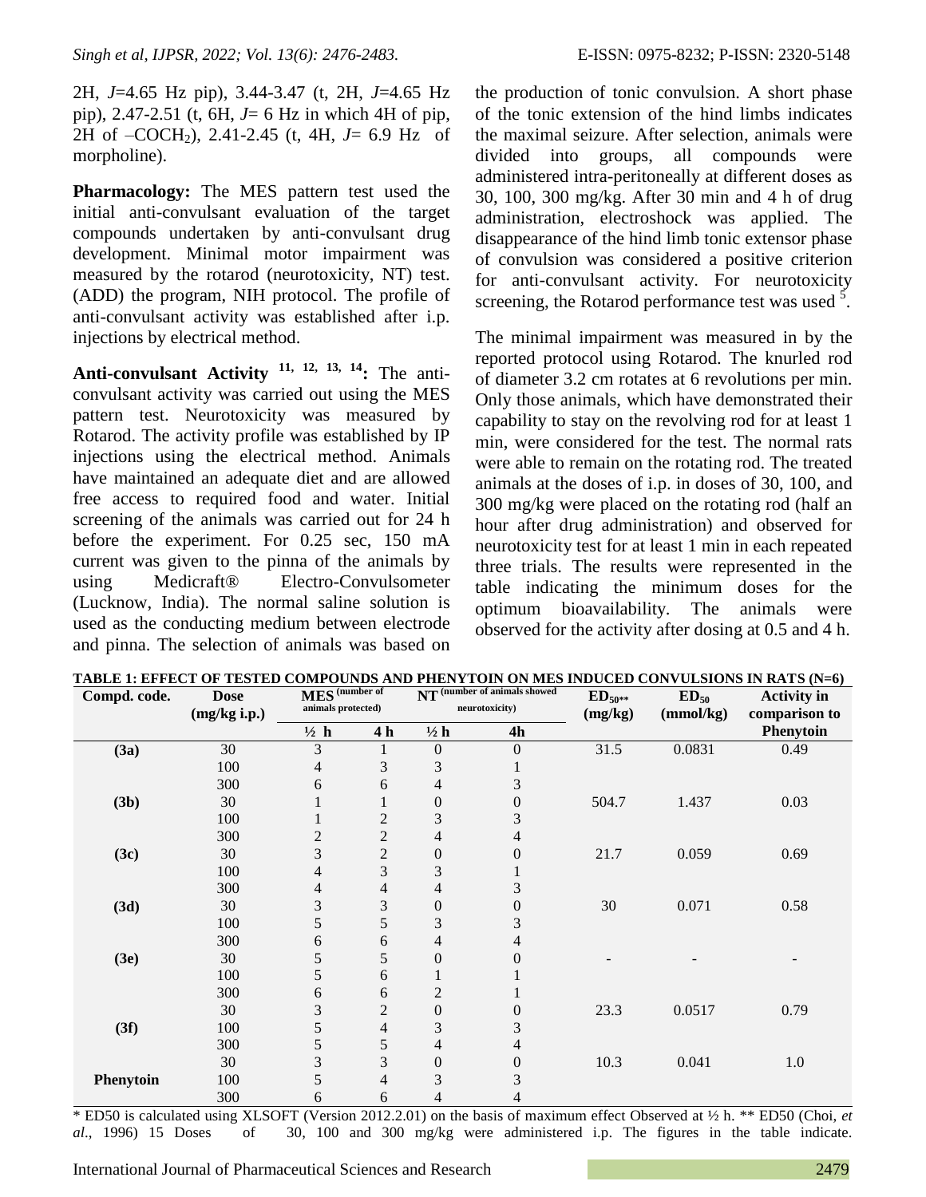2H, $J$=4.65 Hz pip), 3.44-3.47 (t, 2H, $J$=4.65 Hz pip), 2.47-2.51 (t, 6H, $J$= 6 Hz in which 4H of pip, 2H of $–COCH_2$), 2.41-2.45 (t, 4H, $J$= 6.9 Hz of morpholine).

**Pharmacology:** The MES pattern test used the initial anti-convulsant evaluation of the target compounds undertaken by anti-convulsant drug development. Minimal motor impairment was measured by the rotarod (neurotoxicity, NT) test. (ADD) the program, NIH protocol. The profile of anti-convulsant activity was established after i.p. injections by electrical method.

**Anti-convulsant Activity [11, 12, 13, 14]:** The anti-convulsant activity was carried out using the MES pattern test. Neurotoxicity was measured by Rotarod. The activity profile was established by IP injections using the electrical method. Animals have maintained an adequate diet and are allowed free access to required food and water. Initial screening of the animals was carried out for 24 h before the experiment. For 0.25 sec, 150 mA current was given to the pinna of the animals by using Medicraft® Electro-Convulsometer (Lucknow, India). The normal saline solution is used as the conducting medium between electrode and pinna. The selection of animals was based on the production of tonic convulsion. A short phase of the tonic extension of the hind limbs indicates the maximal seizure. After selection, animals were divided into groups, all compounds were administered intra-peritoneally at different doses as 30, 100, 300 mg/kg. After 30 min and 4 h of drug administration, electroshock was applied. The disappearance of the hind limb tonic extensor phase of convulsion was considered a positive criterion for anti-convulsant activity. For neurotoxicity screening, the Rotarod performance test was used [5].

The minimal impairment was measured in by the reported protocol using Rotarod. The knurled rod of diameter 3.2 cm rotates at 6 revolutions per min. Only those animals, which have demonstrated their capability to stay on the revolving rod for at least 1 min, were considered for the test. The normal rats were able to remain on the rotating rod. The treated animals at the doses of i.p. in doses of 30, 100, and 300 mg/kg were placed on the rotating rod (half an hour after drug administration) and observed for neurotoxicity test for at least 1 min in each repeated three trials. The results were represented in the table indicating the minimum doses for the optimum bioavailability. The animals were observed for the activity after dosing at 0.5 and 4 h.

**TABLE 1: EFFECT OF TESTED COMPOUNDS AND PHENYTOIN ON MES INDUCED CONVULSIONS IN RATS (N=6)**

| Compd. code. | Dose (mg/kg i.p.) | MES (number of animals protected) | | NT (number of animals showed neurotoxicity) | | $ED_{50}$** (mg/kg) | $ED_{50}$ (mmol/kg) | Activity in comparison to Phenytoin |
|---|---|---|---|---|---|---|---|---|
| | | ½ h | 4 h | ½ h | 4h | | | |
| (3a) | 30 | 3 | 1 | 0 | 0 | 31.5 | 0.0831 | 0.49 |
| | 100 | 4 | 3 | 3 | 1 | | | |
| | 300 | 6 | 6 | 4 | 3 | | | |
| (3b) | 30 | 1 | 1 | 0 | 0 | 504.7 | 1.437 | 0.03 |
| | 100 | 1 | 2 | 3 | 3 | | | |
| | 300 | 2 | 2 | 4 | 4 | | | |
| (3c) | 30 | 3 | 2 | 0 | 0 | 21.7 | 0.059 | 0.69 |
| | 100 | 4 | 3 | 3 | 1 | | | |
| | 300 | 4 | 4 | 4 | 3 | | | |
| (3d) | 30 | 3 | 3 | 0 | 0 | 30 | 0.071 | 0.58 |
| | 100 | 5 | 5 | 3 | 3 | | | |
| | 300 | 6 | 6 | 4 | 4 | | | |
| (3e) | 30 | 5 | 5 | 0 | 0 | - | - | - |
| | 100 | 5 | 6 | 1 | 1 | | | |
| | 300 | 6 | 6 | 2 | 1 | | | |
| | 30 | 3 | 2 | 0 | 0 | 23.3 | 0.0517 | 0.79 |
| (3f) | 100 | 5 | 4 | 3 | 3 | | | |
| | 300 | 5 | 5 | 4 | 4 | | | |
| | 30 | 3 | 3 | 0 | 0 | 10.3 | 0.041 | 1.0 |
| Phenytoin | 100 | 5 | 4 | 3 | 3 | | | |
| | 300 | 6 | 6 | 4 | 4 | | | |

* ED50 is calculated using XLSOFT (Version 2012.2.01) on the basis of maximum effect Observed at ½ h. ** ED50 (Choi, *et al*., 1996) 15 Doses of 30, 100 and 300 mg/kg were administered i.p. The figures in the table indicate.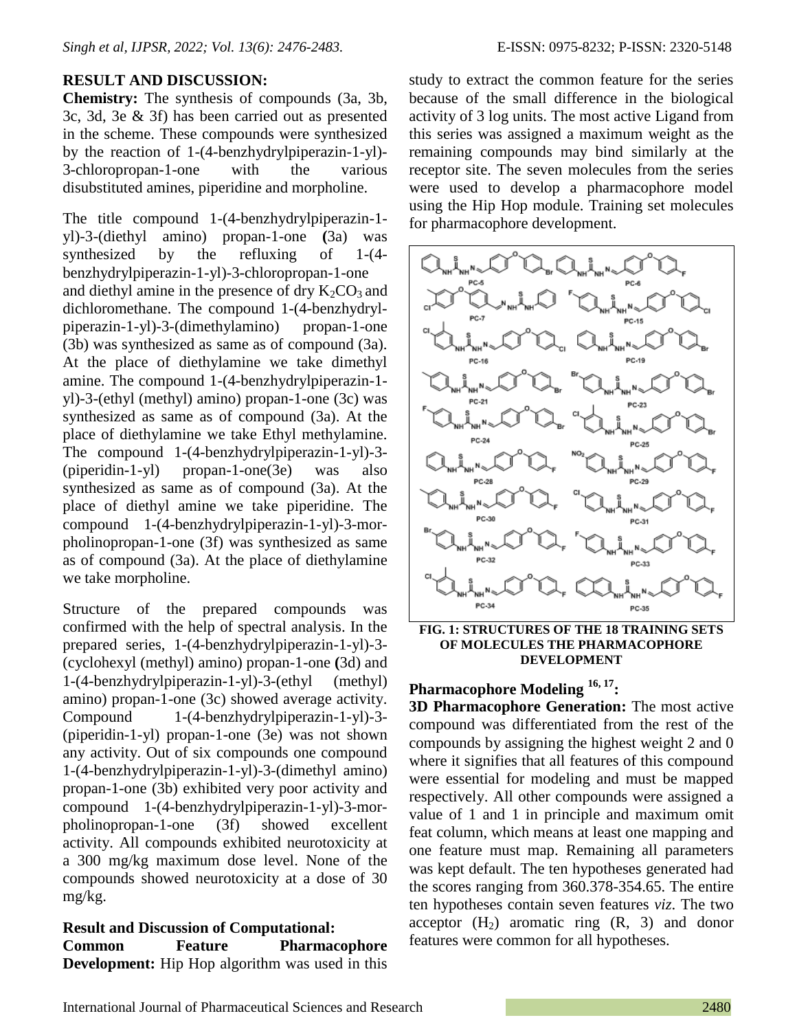**RESULT AND DISCUSSION:**

**Chemistry:** The synthesis of compounds (3a, 3b, 3c, 3d, 3e & 3f) has been carried out as presented in the scheme. These compounds were synthesized by the reaction of 1-(4-benzhydrylpiperazin-1-yl)-3-chloropropan-1-one with the various disubstituted amines, piperidine and morpholine.

The title compound 1-(4-benzhydrylpiperazin-1-yl)-3-(diethyl amino) propan-1-one **(**3a) was synthesized by the refluxing of 1-(4-benzhydrylpiperazin-1-yl)-3-chloropropan-1-one and diethyl amine in the presence of dry $K_2CO_3$ and dichloromethane. The compound 1-(4-benzhydryl-piperazin-1-yl)-3-(dimethylamino) propan-1-one (3b) was synthesized as same as of compound (3a). At the place of diethylamine we take dimethyl amine. The compound 1-(4-benzhydrylpiperazin-1-yl)-3-(ethyl (methyl) amino) propan-1-one (3c) was synthesized as same as of compound (3a). At the place of diethylamine we take Ethyl methylamine. The compound 1-(4-benzhydrylpiperazin-1-yl)-3-(piperidin-1-yl) propan-1-one(3e) was also synthesized as same as of compound (3a). At the place of diethyl amine we take piperidine. The compound 1-(4-benzhydrylpiperazin-1-yl)-3-morpholinopropan-1-one (3f) was synthesized as same as of compound (3a). At the place of diethylamine we take morpholine.

Structure of the prepared compounds was confirmed with the help of spectral analysis. In the prepared series, 1-(4-benzhydrylpiperazin-1-yl)-3-(cyclohexyl (methyl) amino) propan-1-one **(**3d) and 1-(4-benzhydrylpiperazin-1-yl)-3-(ethyl (methyl) amino) propan-1-one (3c) showed average activity. Compound 1-(4-benzhydrylpiperazin-1-yl)-3-(piperidin-1-yl) propan-1-one (3e) was not shown any activity. Out of six compounds one compound 1-(4-benzhydrylpiperazin-1-yl)-3-(dimethyl amino) propan-1-one (3b) exhibited very poor activity and compound 1-(4-benzhydrylpiperazin-1-yl)-3-morpholinopropan-1-one (3f) showed excellent activity. All compounds exhibited neurotoxicity at a 300 mg/kg maximum dose level. None of the compounds showed neurotoxicity at a dose of 30 mg/kg.

**Result and Discussion of Computational:**

**Common Feature Pharmacophore Development:** Hip Hop algorithm was used in this study to extract the common feature for the series because of the small difference in the biological activity of 3 log units. The most active Ligand from this series was assigned a maximum weight as the remaining compounds may bind similarly at the receptor site. The seven molecules from the series were used to develop a pharmacophore model using the Hip Hop module. Training set molecules for pharmacophore development.

**FIG. 1: STRUCTURES OF THE 18 TRAINING SETS OF MOLECULES THE PHARMACOPHORE DEVELOPMENT**

**Pharmacophore Modeling [16, 17]:**

**3D Pharmacophore Generation:** The most active compound was differentiated from the rest of the compounds by assigning the highest weight 2 and 0 where it signifies that all features of this compound were essential for modeling and must be mapped respectively. All other compounds were assigned a value of 1 and 1 in principle and maximum omit feat column, which means at least one mapping and one feature must map. Remaining all parameters was kept default. The ten hypotheses generated had the scores ranging from 360.378-354.65. The entire ten hypotheses contain seven features *viz*. The two acceptor ($H_2$) aromatic ring (R, 3) and donor features were common for all hypotheses.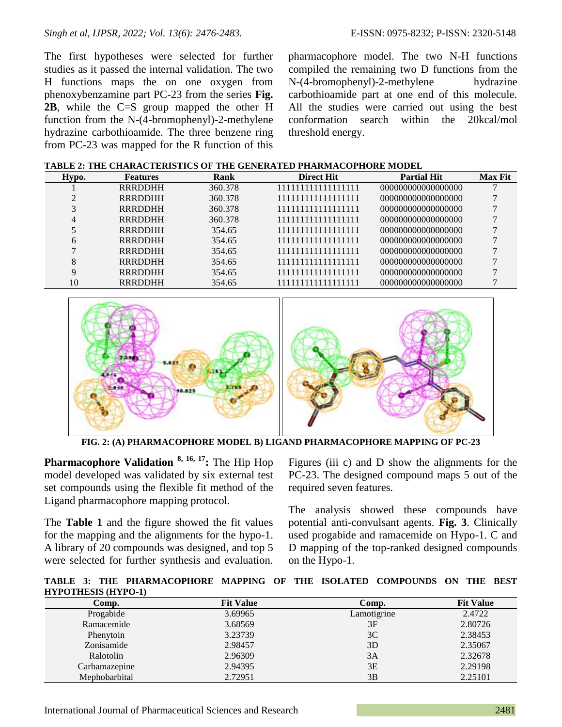The first hypotheses were selected for further studies as it passed the internal validation. The two H functions maps the on one oxygen from phenoxybenzamine part PC-23 from the series **Fig. 2B**, while the C=S group mapped the other H function from the N-(4-bromophenyl)-2-methylene hydrazine carbothioamide. The three benzene ring from PC-23 was mapped for the R function of this pharmacophore model. The two N-H functions compiled the remaining two D functions from the N-(4-bromophenyl)-2-methylene hydrazine carbothioamide part at one end of this molecule. All the studies were carried out using the best conformation search within the 20kcal/mol threshold energy.

**TABLE 2: THE CHARACTERISTICS OF THE GENERATED PHARMACOPHORE MODEL**

| Hypo. | Features | Rank | Direct Hit | Partial Hit | Max Fit |
|---|---|---|---|---|---|
| 1 | RRRDDHH | 360.378 | 11111111111111111 | 00000000000000000 | 7 |
| 2 | RRRDDHH | 360.378 | 11111111111111111 | 00000000000000000 | 7 |
| 3 | RRRDDHH | 360.378 | 11111111111111111 | 00000000000000000 | 7 |
| 4 | RRRDDHH | 360.378 | 11111111111111111 | 00000000000000000 | 7 |
| 5 | RRRDDHH | 354.65 | 11111111111111111 | 00000000000000000 | 7 |
| 6 | RRRDDHH | 354.65 | 11111111111111111 | 00000000000000000 | 7 |
| 7 | RRRDDHH | 354.65 | 11111111111111111 | 00000000000000000 | 7 |
| 8 | RRRDDHH | 354.65 | 11111111111111111 | 00000000000000000 | 7 |
| 9 | RRRDDHH | 354.65 | 11111111111111111 | 00000000000000000 | 7 |
| 10 | RRRDDHH | 354.65 | 11111111111111111 | 00000000000000000 | 7 |

**FIG. 2: (A) PHARMACOPHORE MODEL B) LIGAND PHARMACOPHORE MAPPING OF PC-23**

**Pharmacophore Validation [8, 16, 17]:** The Hip Hop model developed was validated by six external test set compounds using the flexible fit method of the Ligand pharmacophore mapping protocol.

The **Table 1** and the figure showed the fit values for the mapping and the alignments for the hypo-1. A library of 20 compounds was designed, and top 5 were selected for further synthesis and evaluation. Figures (iii c) and D show the alignments for the PC-23. The designed compound maps 5 out of the required seven features.

The analysis showed these compounds have potential anti-convulsant agents. **Fig. 3**. Clinically used progabide and ramacemide on Hypo-1. C and D mapping of the top-ranked designed compounds on the Hypo-1.

**TABLE 3: THE PHARMACOPHORE MAPPING OF THE ISOLATED COMPOUNDS ON THE BEST HYPOTHESIS (HYPO-1)**

| Comp. | Fit Value | Comp. | Fit Value |
|---|---|---|---|
| Progabide | 3.69965 | Lamotigrine | 2.4722 |
| Ramacemide | 3.68569 | 3F | 2.80726 |
| Phenytoin | 3.23739 | 3C | 2.38453 |
| Zonisamide | 2.98457 | 3D | 2.35067 |
| Ralotolin | 2.96309 | 3A | 2.32678 |
| Carbamazepine | 2.94395 | 3E | 2.29198 |
| Mephobarbital | 2.72951 | 3B | 2.25101 |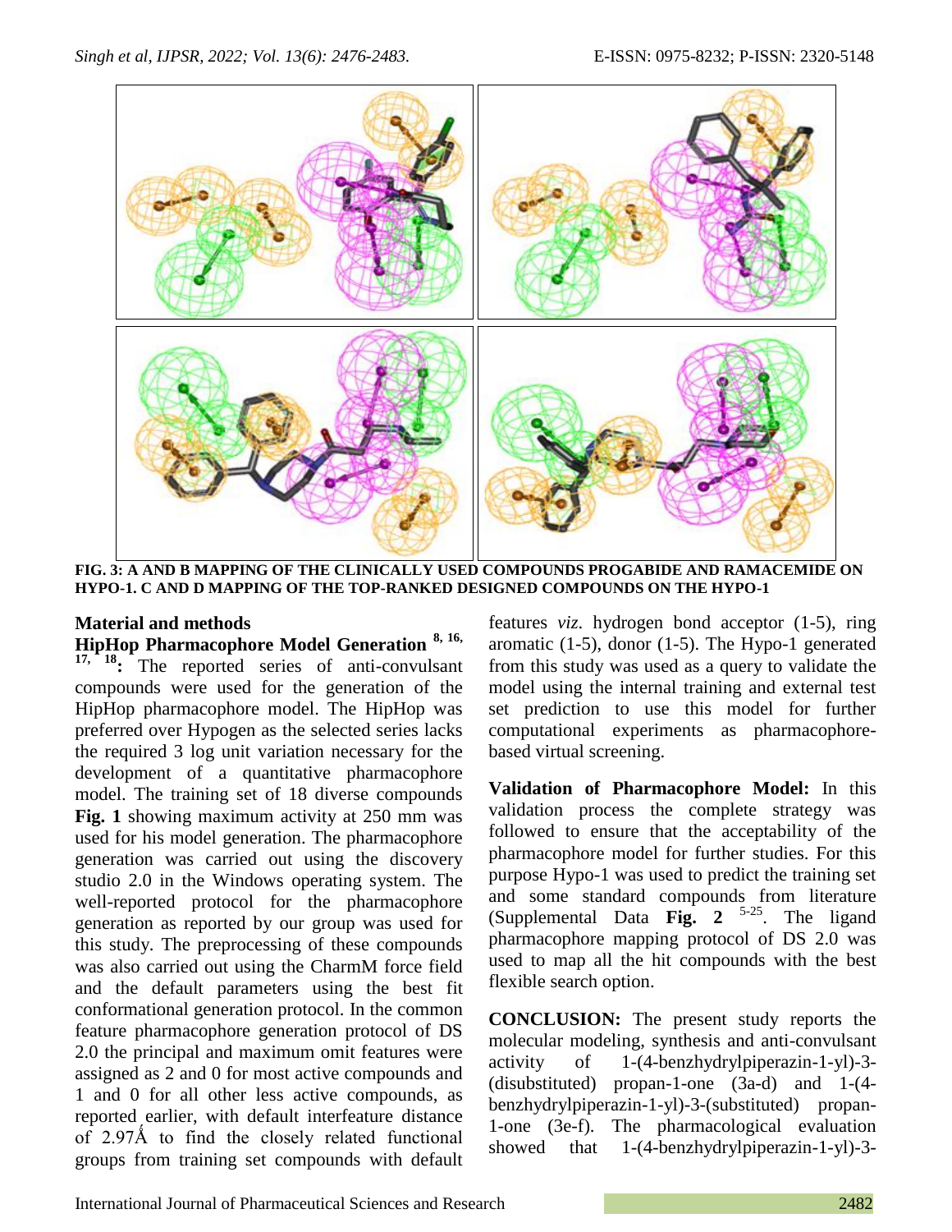FIG. 3: A AND B MAPPING OF THE CLINICALLY USED COMPOUNDS PROGABIDE AND RAMACEMIDE ON HYPO-1. C AND D MAPPING OF THE TOP-RANKED DESIGNED COMPOUNDS ON THE HYPO-1

## Material and methods

**HipHop Pharmacophore Model Generation [8, 16, 17, 18]:** The reported series of anti-convulsant compounds were used for the generation of the HipHop pharmacophore model. The HipHop was preferred over Hypogen as the selected series lacks the required 3 log unit variation necessary for the development of a quantitative pharmacophore model. The training set of 18 diverse compounds **Fig. 1** showing maximum activity at 250 mm was used for his model generation. The pharmacophore generation was carried out using the discovery studio 2.0 in the Windows operating system. The well-reported protocol for the pharmacophore generation as reported by our group was used for this study. The preprocessing of these compounds was also carried out using the CharmM force field and the default parameters using the best fit conformational generation protocol. In the common feature pharmacophore generation protocol of DS 2.0 the principal and maximum omit features were assigned as 2 and 0 for most active compounds and 1 and 0 for all other less active compounds, as reported earlier, with default interfeature distance of 2.97Å to find the closely related functional groups from training set compounds with default features *viz.* hydrogen bond acceptor (1-5), ring aromatic (1-5), donor (1-5). The Hypo-1 generated from this study was used as a query to validate the model using the internal training and external test set prediction to use this model for further computational experiments as pharmacophore-based virtual screening.

**Validation of Pharmacophore Model:** In this validation process the complete strategy was followed to ensure that the acceptability of the pharmacophore model for further studies. For this purpose Hypo-1 was used to predict the training set and some standard compounds from literature (Supplemental Data **Fig. 2** [5-25]. The ligand pharmacophore mapping protocol of DS 2.0 was used to map all the hit compounds with the best flexible search option.

**CONCLUSION:** The present study reports the molecular modeling, synthesis and anti-convulsant activity of 1-(4-benzhydrylpiperazin-1-yl)-3-(disubstituted) propan-1-one (3a-d) and 1-(4-benzhydrylpiperazin-1-yl)-3-(substituted) propan-1-one (3e-f). The pharmacological evaluation showed that 1-(4-benzhydrylpiperazin-1-yl)-3-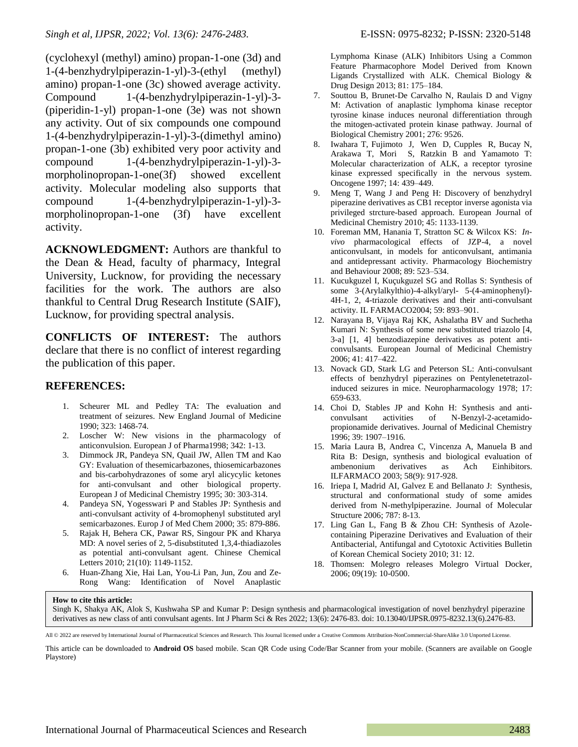(cyclohexyl (methyl) amino) propan-1-one (3d) and 1-(4-benzhydrylpiperazin-1-yl)-3-(ethyl (methyl) amino) propan-1-one (3c) showed average activity. Compound 1-(4-benzhydrylpiperazin-1-yl)-3-(piperidin-1-yl) propan-1-one (3e) was not shown any activity. Out of six compounds one compound 1-(4-benzhydrylpiperazin-1-yl)-3-(dimethyl amino) propan-1-one (3b) exhibited very poor activity and compound 1-(4-benzhydrylpiperazin-1-yl)-3-morpholinopropan-1-one(3f) showed excellent activity. Molecular modeling also supports that compound 1-(4-benzhydrylpiperazin-1-yl)-3-morpholinopropan-1-one (3f) have excellent activity.

**ACKNOWLEDGMENT:** Authors are thankful to the Dean & Head, faculty of pharmacy, Integral University, Lucknow, for providing the necessary facilities for the work. The authors are also thankful to Central Drug Research Institute (SAIF), Lucknow, for providing spectral analysis.

**CONFLICTS OF INTEREST:** The authors declare that there is no conflict of interest regarding the publication of this paper.

## REFERENCES:

1. Scheurer ML and Pedley TA: The evaluation and treatment of seizures. New England Journal of Medicine 1990; 323: 1468-74.
2. Loscher W: New visions in the pharmacology of anticonvulsion. European J of Pharma1998; 342: 1-13.
3. Dimmock JR, Pandeya SN, Quail JW, Allen TM and Kao GY: Evaluation of thesemicarbazones, thiosemicarbazones and bis-carbohydrazones of some aryl alicycylic ketones for anti-convulsant and other biological property. European J of Medicinal Chemistry 1995; 30: 303-314.
4. Pandeya SN, Yogesswari P and Stables JP: Synthesis and anti-convulsant activity of 4-bromophenyl substituted aryl semicarbazones. Europ J of Med Chem 2000; 35: 879-886.
5. Rajak H, Behera CK, Pawar RS, Singour PK and Kharya MD: A novel series of 2, 5-disubstituted 1,3,4-thiadiazoles as potential anti-convulsant agent. Chinese Chemical Letters 2010; 21(10): 1149-1152.
6. Huan-Zhang Xie, Hai Lan, You-Li Pan, Jun, Zou and Ze-Rong Wang: Identification of Novel Anaplastic Lymphoma Kinase (ALK) Inhibitors Using a Common Feature Pharmacophore Model Derived from Known Ligands Crystallized with ALK. Chemical Biology & Drug Design 2013; 81: 175–184.
7. Souttou B, Brunet-De Carvalho N, Raulais D and Vigny M: Activation of anaplastic lymphoma kinase receptor tyrosine kinase induces neuronal differentiation through the mitogen-activated protein kinase pathway. Journal of Biological Chemistry 2001; 276: 9526.
8. Iwahara T, Fujimoto J, Wen D, Cupples R, Bucay N, Arakawa T, Mori S, Ratzkin B and Yamamoto T: Molecular characterization of ALK, a receptor tyrosine kinase expressed specifically in the nervous system. Oncogene 1997; 14: 439–449.
9. Meng T, Wang J and Peng H: Discovery of benzhydryl piperazine derivatives as CB1 receptor inverse agonista via privileged strcture-based approach. European Journal of Medicinal Chemistry 2010; 45: 1133-1139.
10. Foreman MM, Hanania T, Stratton SC & Wilcox KS: *In-vivo* pharmacological effects of JZP-4, a novel anticonvulsant, in models for anticonvulsant, antimania and antidepressant activity. Pharmacology Biochemistry and Behaviour 2008; 89: 523–534.
11. Kucukguzel I, Kuçukguzel SG and Rollas S: Synthesis of some 3-(Arylalkylthio)-4-alkyl/aryl- 5-(4-aminophenyl)-4H-1, 2, 4-triazole derivatives and their anti-convulsant activity. IL FARMACO2004; 59: 893–901.
12. Narayana B, Vijaya Raj KK, Ashalatha BV and Suchetha Kumari N: Synthesis of some new substituted triazolo [4, 3-a] [1, 4] benzodiazepine derivatives as potent anti-convulsants. European Journal of Medicinal Chemistry 2006; 41: 417–422.
13. Novack GD, Stark LG and Peterson SL: Anti-convulsant effects of benzhydryl piperazines on Pentylenetetrazol-induced seizures in mice. Neuropharmacology 1978; 17: 659-633.
14. Choi D, Stables JP and Kohn H: Synthesis and anti-convulsant activities of N-Benzyl-2-acetamido-propionamide derivatives. Journal of Medicinal Chemistry 1996; 39: 1907–1916.
15. Maria Laura B, Andrea C, Vincenza A, Manuela B and Rita B: Design, synthesis and biological evaluation of ambenonium derivatives as Ach Einhibitors. ILFARMACO 2003; 58(9): 917-928.
16. Iriepa I, Madrid AI, Galvez E and Bellanato J: Synthesis, structural and conformational study of some amides derived from N-methylpiperazine. Journal of Molecular Structure 2006; 787: 8-13.
17. Ling Gan L, Fang B & Zhou CH: Synthesis of Azole-containing Piperazine Derivatives and Evaluation of their Antibacterial, Antifungal and Cytotoxic Activities Bulletin of Korean Chemical Society 2010; 31: 12.
18. Thomsen: Molegro releases Molegro Virtual Docker, 2006; 09(19): 10-0500.

**How to cite this article:**
Singh K, Shakya AK, Alok S, Kushwaha SP and Kumar P: Design synthesis and pharmacological investigation of novel benzhydryl piperazine derivatives as new class of anti convulsant agents. Int J Pharm Sci & Res 2022; 13(6): 2476-83. doi: 10.13040/IJPSR.0975-8232.13(6).2476-83.

All © 2022 are reserved by International Journal of Pharmaceutical Sciences and Research. This Journal licensed under a Creative Commons Attribution-NonCommercial-ShareAlike 3.0 Unported License.

This article can be downloaded to **Android OS** based mobile. Scan QR Code using Code/Bar Scanner from your mobile. (Scanners are available on Google Playstore)